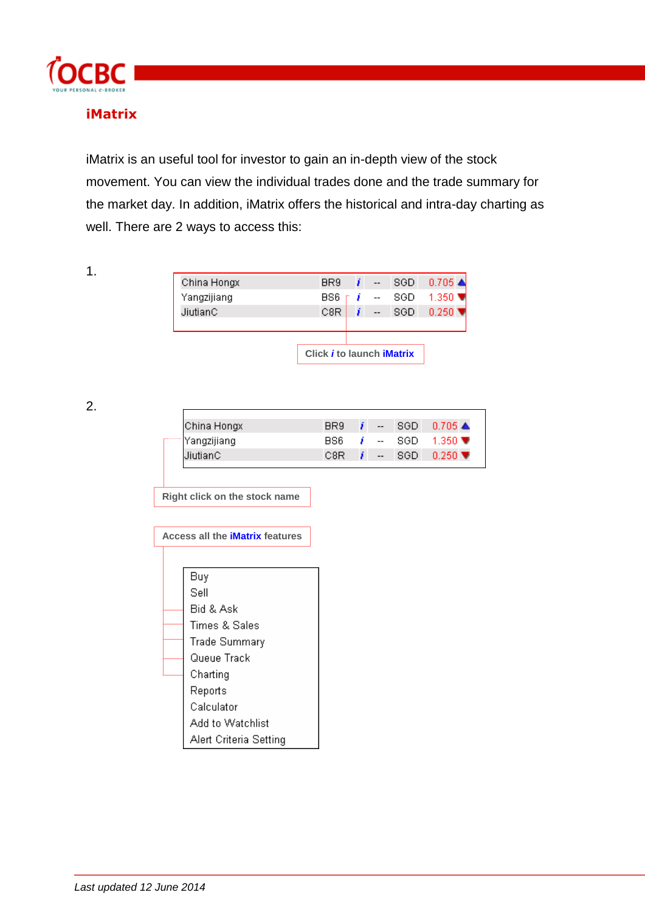# iMatrix

iMatrix is an useful tool for investor to gain an in-depth view of the stock movement. You can view the individual trades done and the trade summary for the market day. In addition, iMatrix offers the historical and intra-day charting as well. There are 2 ways to access this:

1.

| | | | | | |
|---|---|---|---|---|---|
| China Hongx | BR9 | i | -- | SGD | 0.705 ▲ |
| Yangzijiang | BS6 | i | -- | SGD | 1.350 ▼ |
| JiutianC | C8R | i | -- | SGD | 0.250 ▼ |

Click *i* to launch **iMatrix**

2.

| | | | | | |
|---|---|---|---|---|---|
| China Hongx | BR9 | i | -- | SGD | 0.705 ▲ |
| Yangzijiang | BS6 | i | -- | SGD | 1.350 ▼ |
| JiutianC | C8R | i | -- | SGD | 0.250 ▼ |

Right click on the stock name

Access all the **iMatrix** features

- Buy
- Sell
- Bid & Ask
- Times & Sales
- Trade Summary
- Queue Track
- Charting
- Reports
- Calculator
- Add to Watchlist
- Alert Criteria Setting

*Last updated 12 June 2014*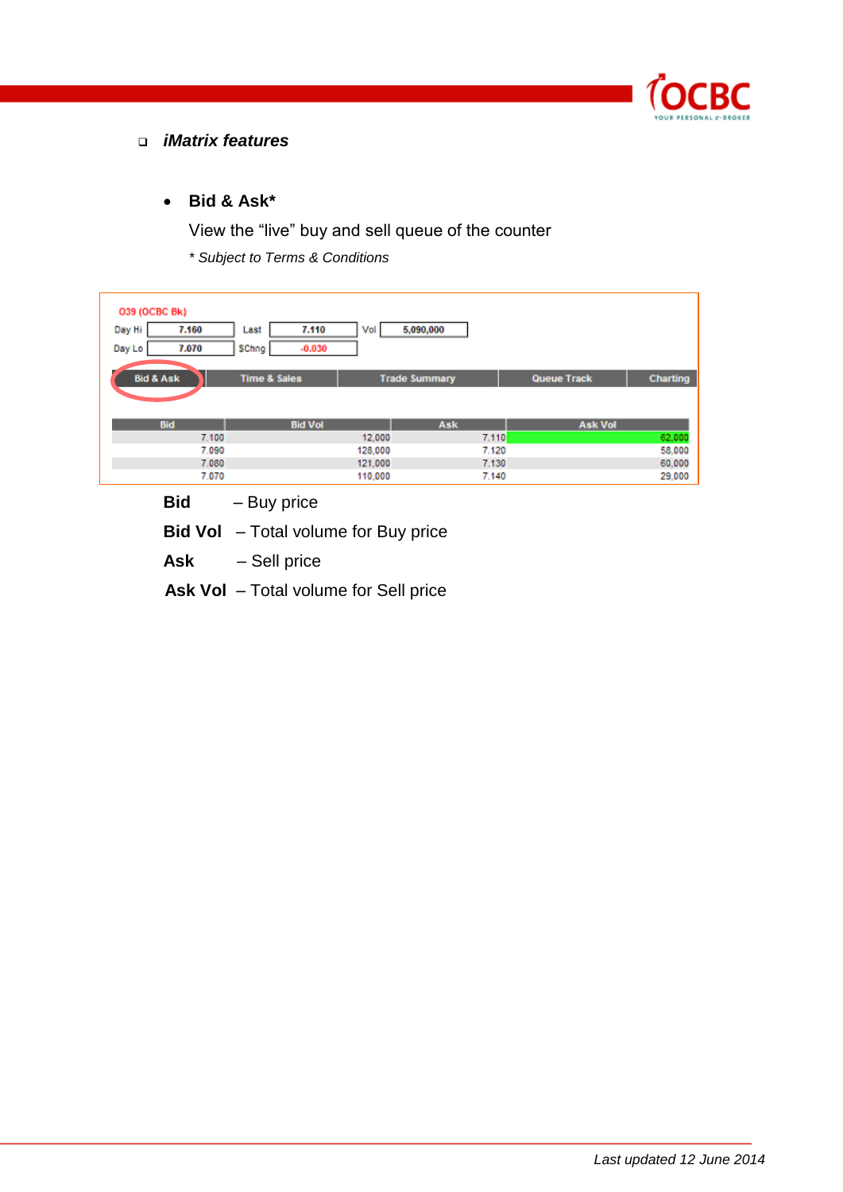- ***iMatrix features***

  - **Bid & Ask***

    View the "live" buy and sell queue of the counter

    *\* Subject to Terms & Conditions*

039 (OCBC Bk)

| Day Hi | 7.160 | Last | 7.110 | Vol | 5,090,000 |
|---|---|---|---|---|---|
| Day Lo | 7.070 | $Chng | -0.030 | | |

Bid & Ask | Time & Sales | Trade Summary | Queue Track | Charting

| Bid | Bid Vol | Ask | Ask Vol |
|---|---|---|---|
| 7.100 | 12,000 | 7.110 | 62,000 |
| 7.090 | 128,000 | 7.120 | 58,000 |
| 7.080 | 121,000 | 7.130 | 60,000 |
| 7.070 | 110,000 | 7.140 | 29,000 |

**Bid** – Buy price

**Bid Vol** – Total volume for Buy price

**Ask** – Sell price

**Ask Vol** – Total volume for Sell price

*Last updated 12 June 2014*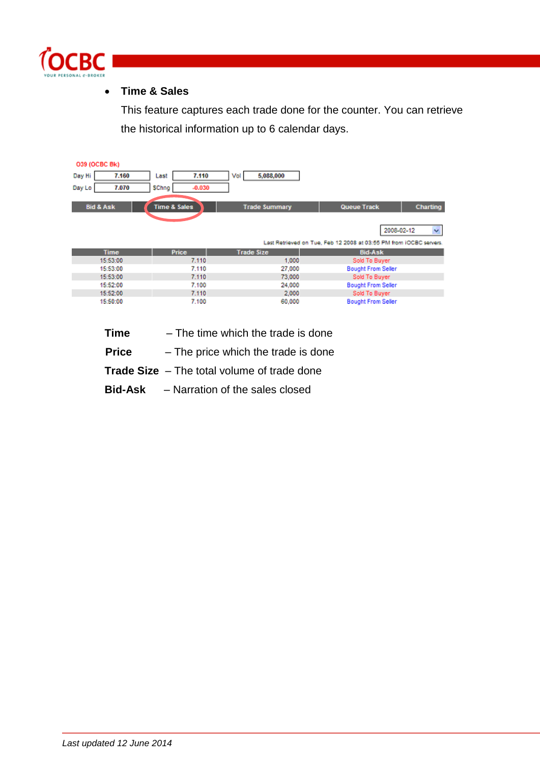- **Time & Sales**

  This feature captures each trade done for the counter. You can retrieve the historical information up to 6 calendar days.

O39 (OCBC Bk)

| Day Hi | 7.160 | Last | 7.110 | Vol | 5,088,000 |
|---|---|---|---|---|---|
| Day Lo | 7.070 | $Chng | -0.030 | | |

Bid & Ask | Time & Sales | Trade Summary | Queue Track | Charting

2008-02-12

Last Retrieved on Tue, Feb 12 2008 at 03:55 PM from iOCBC servers.

| Time | Price | Trade Size | Bid-Ask |
|---|---|---|---|
| 15:53:00 | 7.110 | 1,000 | Sold To Buyer |
| 15:53:00 | 7.110 | 27,000 | Bought From Seller |
| 15:53:00 | 7.110 | 73,000 | Sold To Buyer |
| 15:52:00 | 7.100 | 24,000 | Bought From Seller |
| 15:52:00 | 7.110 | 2,000 | Sold To Buyer |
| 15:50:00 | 7.100 | 60,000 | Bought From Seller |

**Time** – The time which the trade is done

**Price** – The price which the trade is done

**Trade Size** – The total volume of trade done

**Bid-Ask** – Narration of the sales closed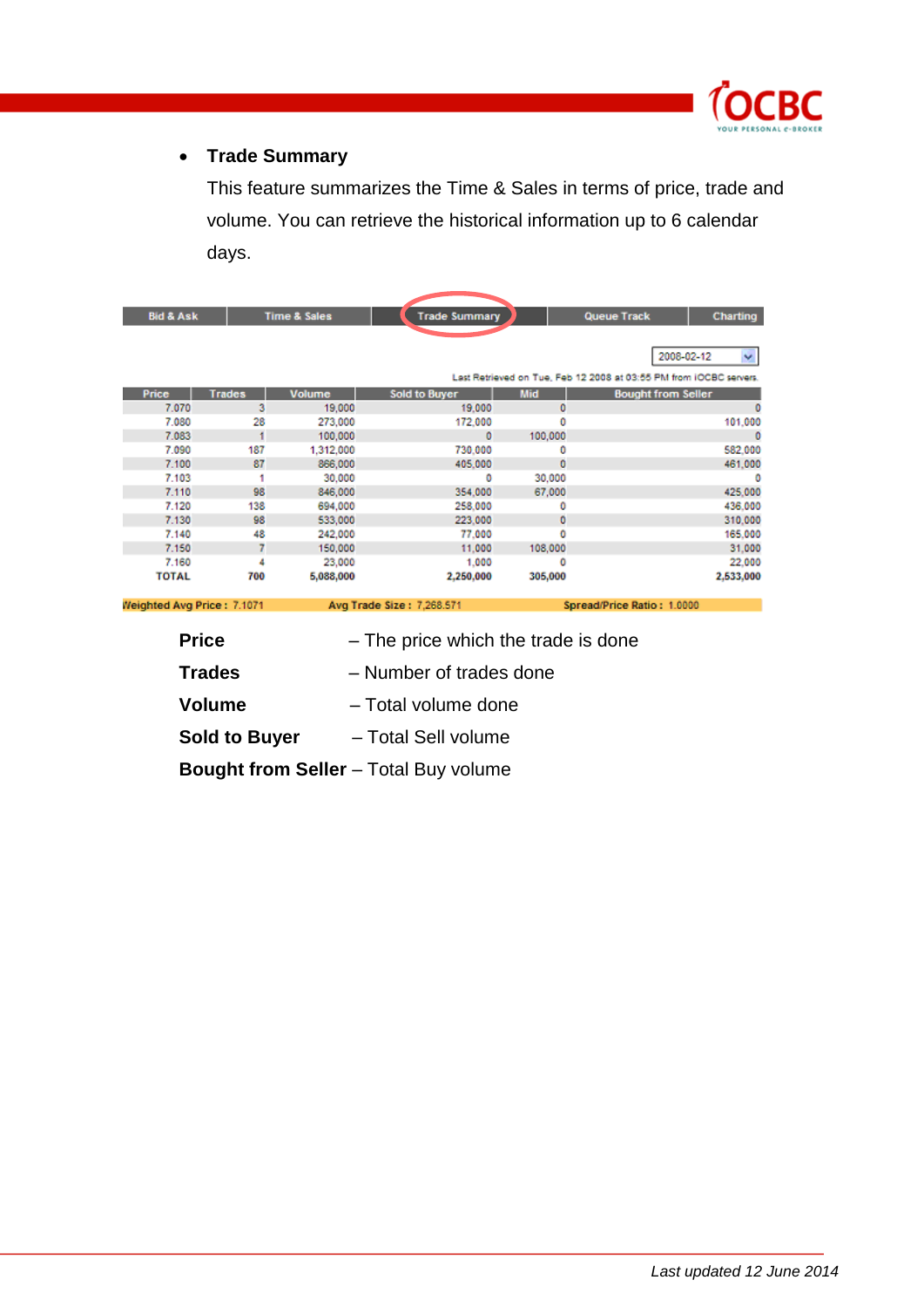- **Trade Summary**

  This feature summarizes the Time & Sales in terms of price, trade and volume. You can retrieve the historical information up to 6 calendar days.

Bid & Ask | Time & Sales | Trade Summary | Queue Track | Charting

2008-02-12

Last Retrieved on Tue, Feb 12 2008 at 03:55 PM from iOCBC servers.

| Price | Trades | Volume | Sold to Buyer | Mid | Bought from Seller |
|---|---|---|---|---|---|
| 7.070 | 3 | 19,000 | 19,000 | 0 | 0 |
| 7.080 | 28 | 273,000 | 172,000 | 0 | 101,000 |
| 7.083 | 1 | 100,000 | 0 | 100,000 | 0 |
| 7.090 | 187 | 1,312,000 | 730,000 | 0 | 582,000 |
| 7.100 | 87 | 866,000 | 405,000 | 0 | 461,000 |
| 7.103 | 1 | 30,000 | 0 | 30,000 | 0 |
| 7.110 | 98 | 846,000 | 354,000 | 67,000 | 425,000 |
| 7.120 | 138 | 694,000 | 258,000 | 0 | 436,000 |
| 7.130 | 98 | 533,000 | 223,000 | 0 | 310,000 |
| 7.140 | 48 | 242,000 | 77,000 | 0 | 165,000 |
| 7.150 | 7 | 150,000 | 11,000 | 108,000 | 31,000 |
| 7.160 | 4 | 23,000 | 1,000 | 0 | 22,000 |
| **TOTAL** | **700** | **5,088,000** | **2,250,000** | **305,000** | **2,533,000** |

Weighted Avg Price : 7.1071 | Avg Trade Size : 7,268.571 | Spread/Price Ratio : 1.0000

**Price** – The price which the trade is done

**Trades** – Number of trades done

**Volume** – Total volume done

**Sold to Buyer** – Total Sell volume

**Bought from Seller** – Total Buy volume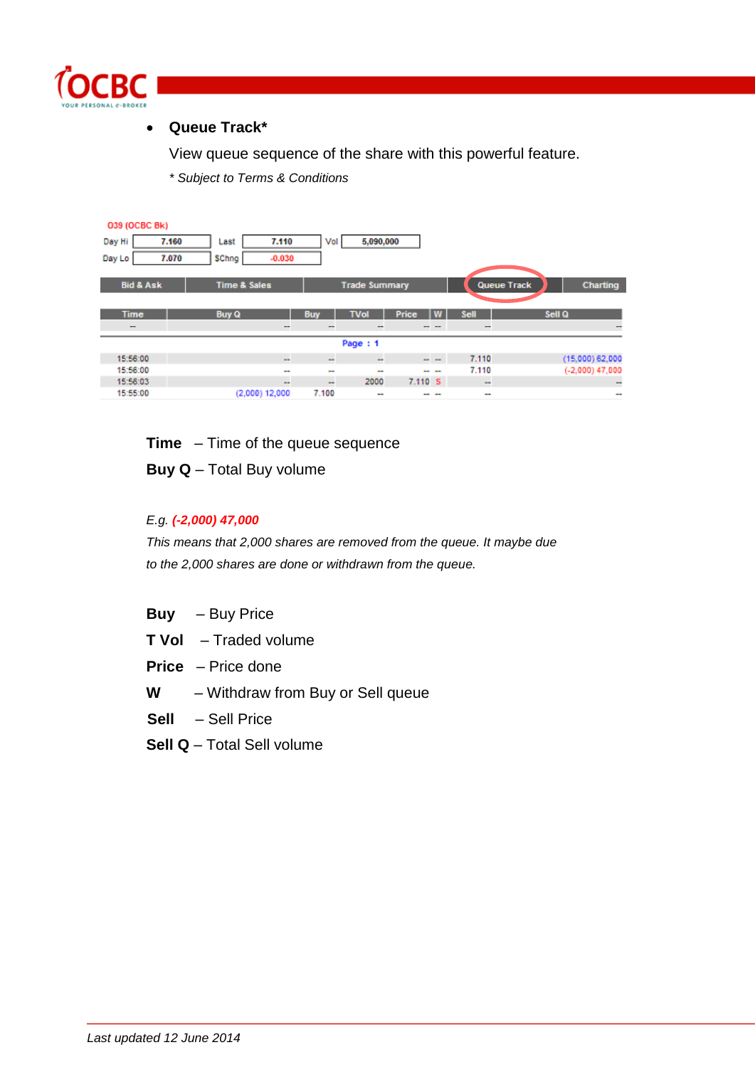- **Queue Track***

  View queue sequence of the share with this powerful feature.

  *\* Subject to Terms & Conditions*

039 (OCBC Bk)

| Day Hi | 7.160 | Last | 7.110 | Vol | 5,090,000 |
|---|---|---|---|---|---|
| Day Lo | 7.070 | $Chng | -0.030 | | |

Bid & Ask | Time & Sales | Trade Summary | Queue Track | Charting

| Time | Buy Q | Buy | TVol | Price | W | Sell | Sell Q |
|---|---|---|---|---|---|---|---|
| -- | -- | -- | -- | -- | -- | -- | -- |

Page : 1

| Time | Buy Q | Buy | TVol | Price | W | Sell | Sell Q |
|---|---|---|---|---|---|---|---|
| 15:56:00 | -- | -- | -- | -- | -- | 7.110 | (15,000) 62,000 |
| 15:56:00 | -- | -- | -- | -- | -- | 7.110 | (-2,000) 47,000 |
| 15:56:03 | -- | -- | 2000 | 7.110 | S | -- | -- |
| 15:55:00 | (2,000) 12,000 | 7.100 | -- | -- | -- | -- | -- |

**Time** – Time of the queue sequence

**Buy Q** – Total Buy volume

*E.g.* ***(-2,000) 47,000***

*This means that 2,000 shares are removed from the queue. It maybe due to the 2,000 shares are done or withdrawn from the queue.*

**Buy** – Buy Price

**T Vol** – Traded volume

**Price** – Price done

**W** – Withdraw from Buy or Sell queue

**Sell** – Sell Price

**Sell Q** – Total Sell volume

*Last updated 12 June 2014*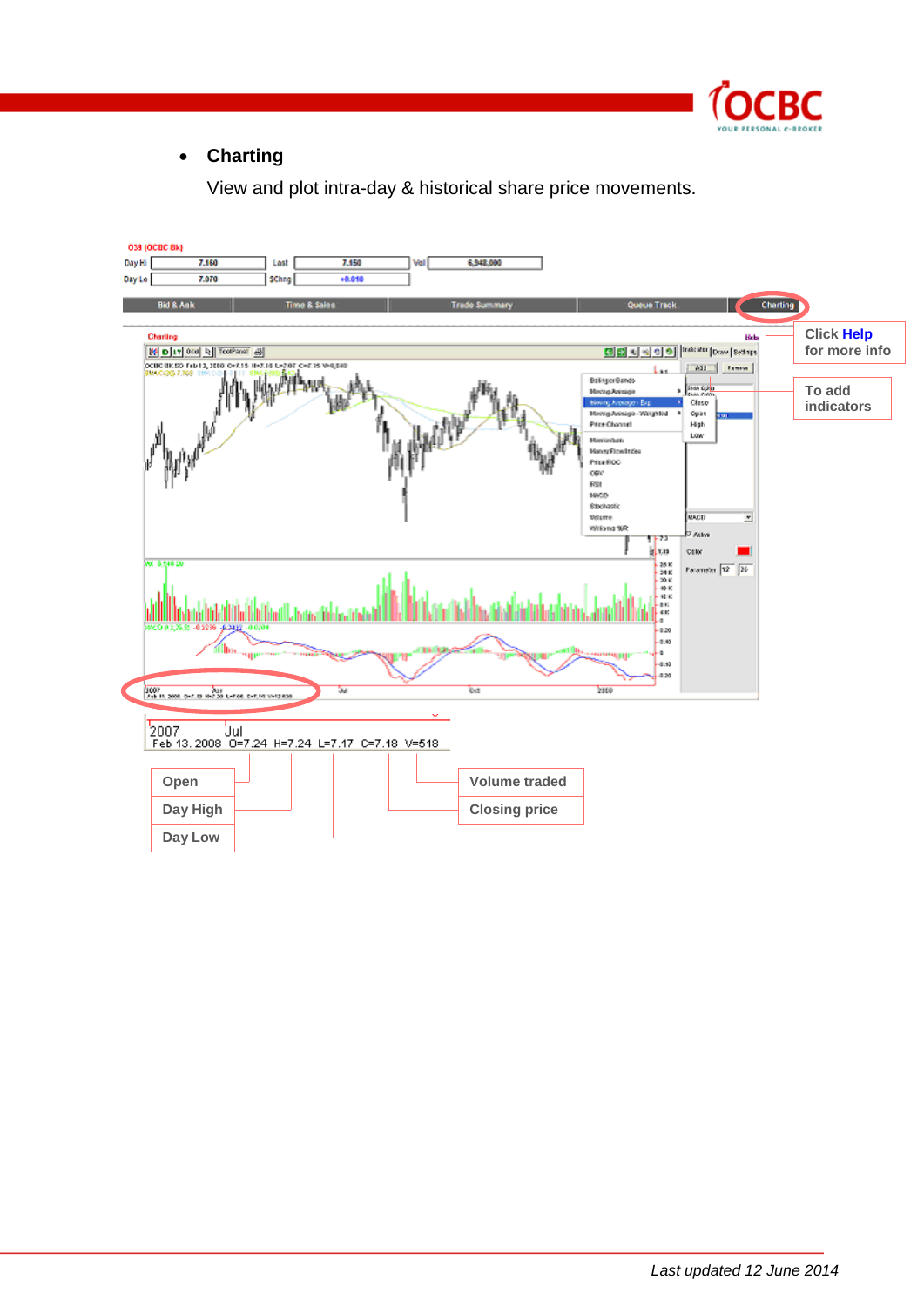- **Charting**

  View and plot intra-day & historical share price movements.

Click **Help** for more info

To add indicators

2007 Jul
Feb 13. 2008 O=7.24 H=7.24 L=7.17 C=7.18 V=518

Open

Day High

Day Low

Volume traded

Closing price

*Last updated 12 June 2014*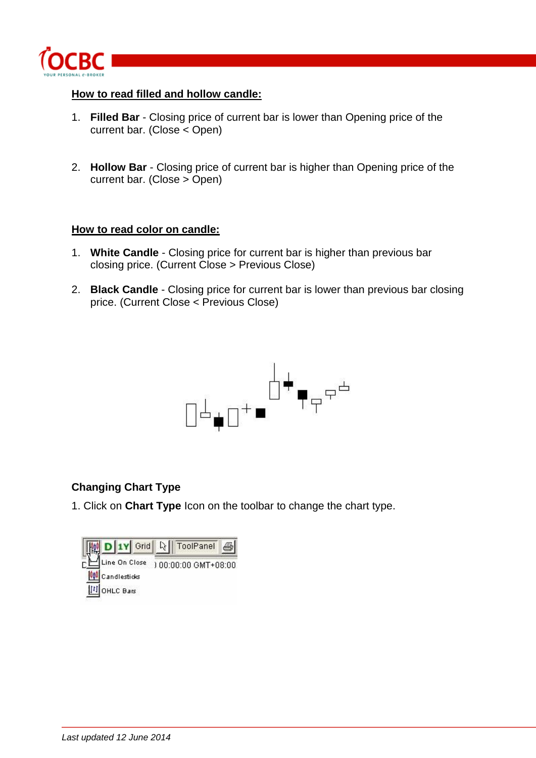## How to read filled and hollow candle:

1. **Filled Bar** - Closing price of current bar is lower than Opening price of the current bar. (Close < Open)

2. **Hollow Bar** - Closing price of current bar is higher than Opening price of the current bar. (Close > Open)

## How to read color on candle:

1. **White Candle** - Closing price for current bar is higher than previous bar closing price. (Current Close > Previous Close)

2. **Black Candle** - Closing price for current bar is lower than previous bar closing price. (Current Close < Previous Close)

### Changing Chart Type

1. Click on **Chart Type** Icon on the toolbar to change the chart type.

*Last updated 12 June 2014*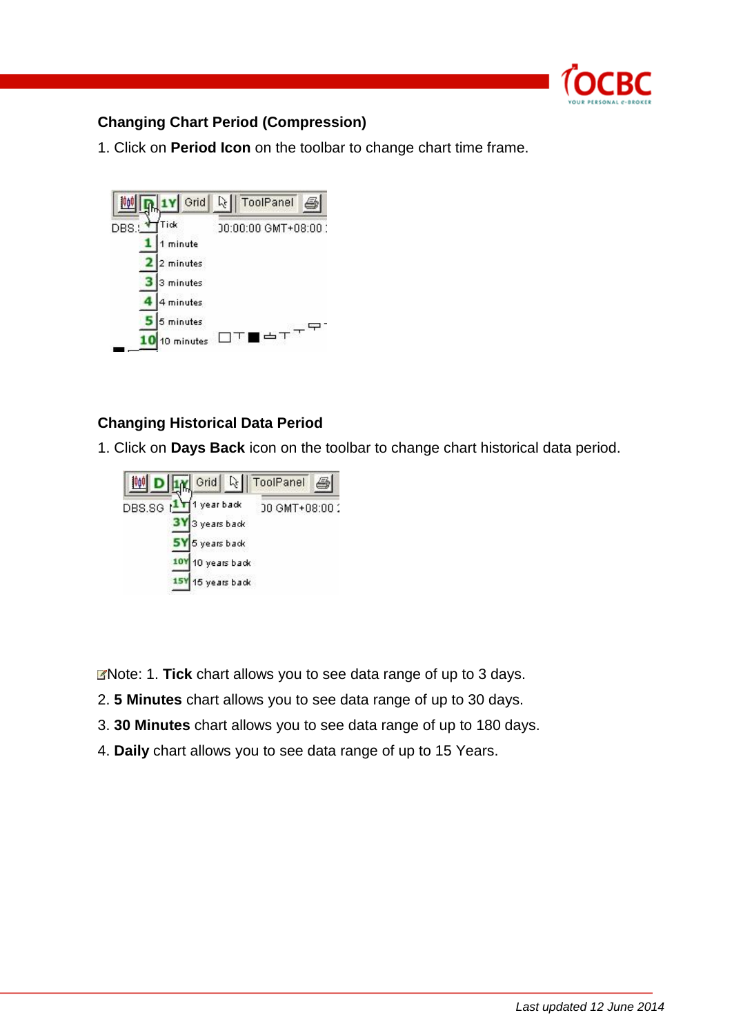### Changing Chart Period (Compression)

1. Click on **Period Icon** on the toolbar to change chart time frame.

### Changing Historical Data Period

1. Click on **Days Back** icon on the toolbar to change chart historical data period.

Note: 1. **Tick** chart allows you to see data range of up to 3 days.

2. **5 Minutes** chart allows you to see data range of up to 30 days.

3. **30 Minutes** chart allows you to see data range of up to 180 days.

4. **Daily** chart allows you to see data range of up to 15 Years.

*Last updated 12 June 2014*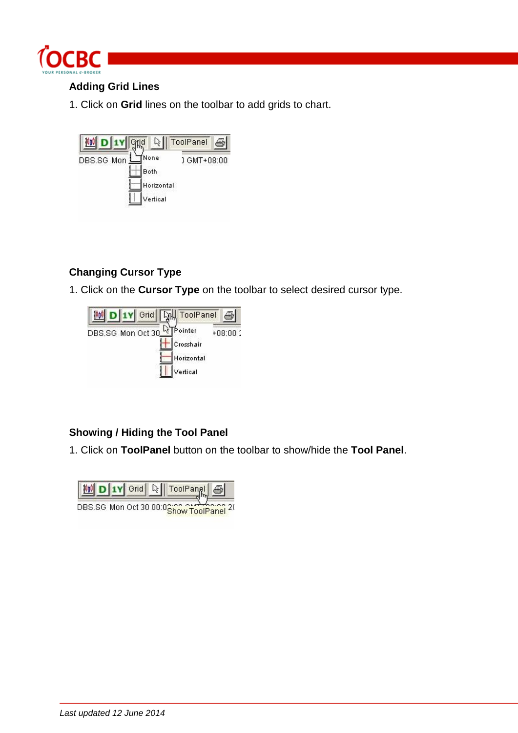## Adding Grid Lines

1. Click on **Grid** lines on the toolbar to add grids to chart.

## Changing Cursor Type

1. Click on the **Cursor Type** on the toolbar to select desired cursor type.

## Showing / Hiding the Tool Panel

1. Click on **ToolPanel** button on the toolbar to show/hide the **Tool Panel**.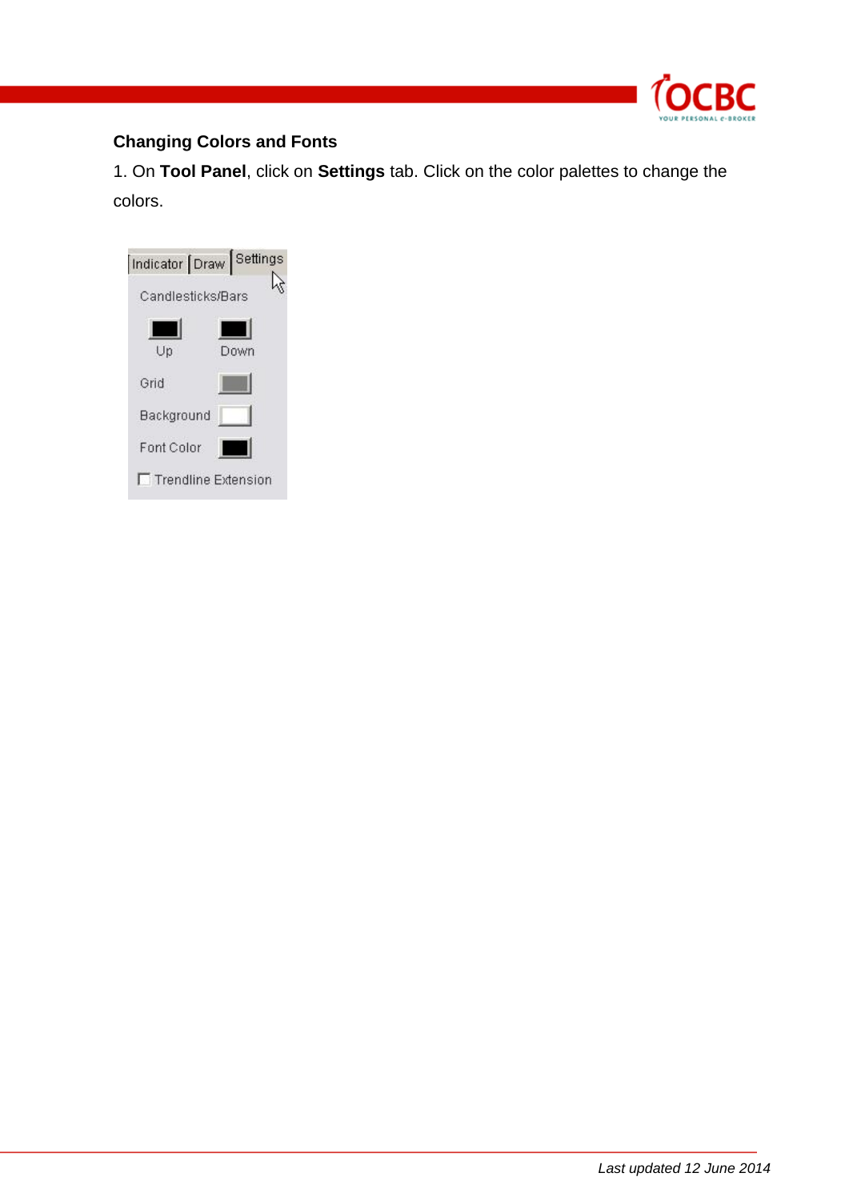**Changing Colors and Fonts**

1. On **Tool Panel**, click on **Settings** tab. Click on the color palettes to change the colors.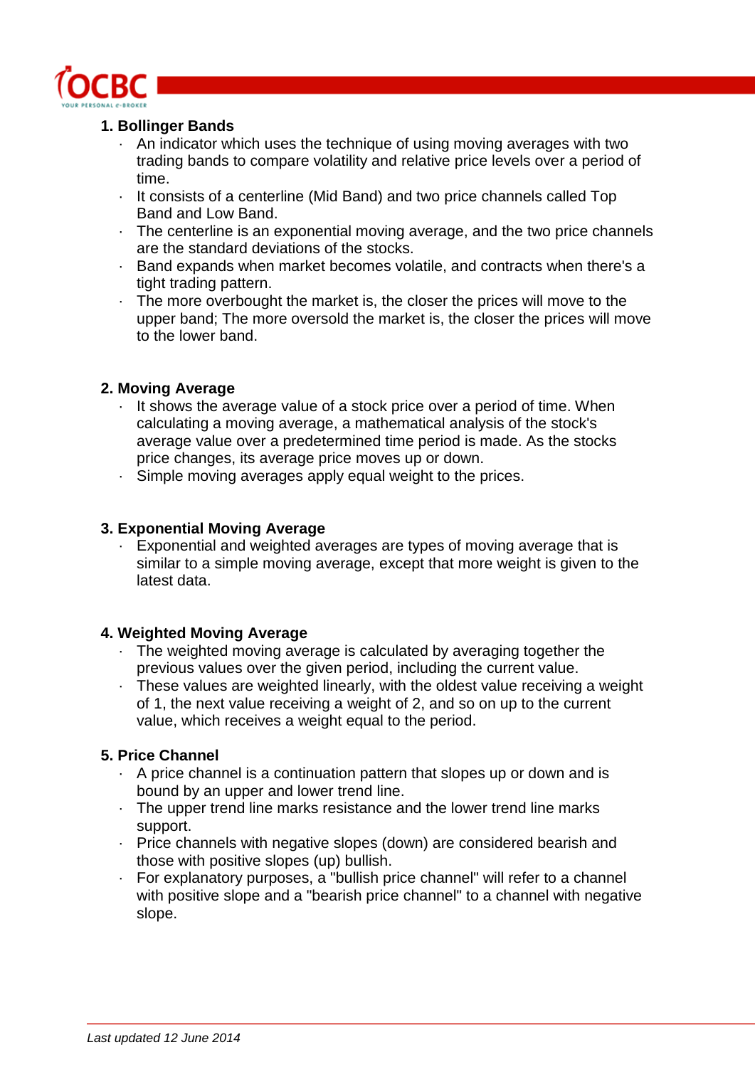**1. Bollinger Bands**

- An indicator which uses the technique of using moving averages with two trading bands to compare volatility and relative price levels over a period of time.
- It consists of a centerline (Mid Band) and two price channels called Top Band and Low Band.
- The centerline is an exponential moving average, and the two price channels are the standard deviations of the stocks.
- Band expands when market becomes volatile, and contracts when there's a tight trading pattern.
- The more overbought the market is, the closer the prices will move to the upper band; The more oversold the market is, the closer the prices will move to the lower band.

**2. Moving Average**

- It shows the average value of a stock price over a period of time. When calculating a moving average, a mathematical analysis of the stock's average value over a predetermined time period is made. As the stocks price changes, its average price moves up or down.
- Simple moving averages apply equal weight to the prices.

**3. Exponential Moving Average**

- Exponential and weighted averages are types of moving average that is similar to a simple moving average, except that more weight is given to the latest data.

**4. Weighted Moving Average**

- The weighted moving average is calculated by averaging together the previous values over the given period, including the current value.
- These values are weighted linearly, with the oldest value receiving a weight of 1, the next value receiving a weight of 2, and so on up to the current value, which receives a weight equal to the period.

**5. Price Channel**

- A price channel is a continuation pattern that slopes up or down and is bound by an upper and lower trend line.
- The upper trend line marks resistance and the lower trend line marks support.
- Price channels with negative slopes (down) are considered bearish and those with positive slopes (up) bullish.
- For explanatory purposes, a "bullish price channel" will refer to a channel with positive slope and a "bearish price channel" to a channel with negative slope.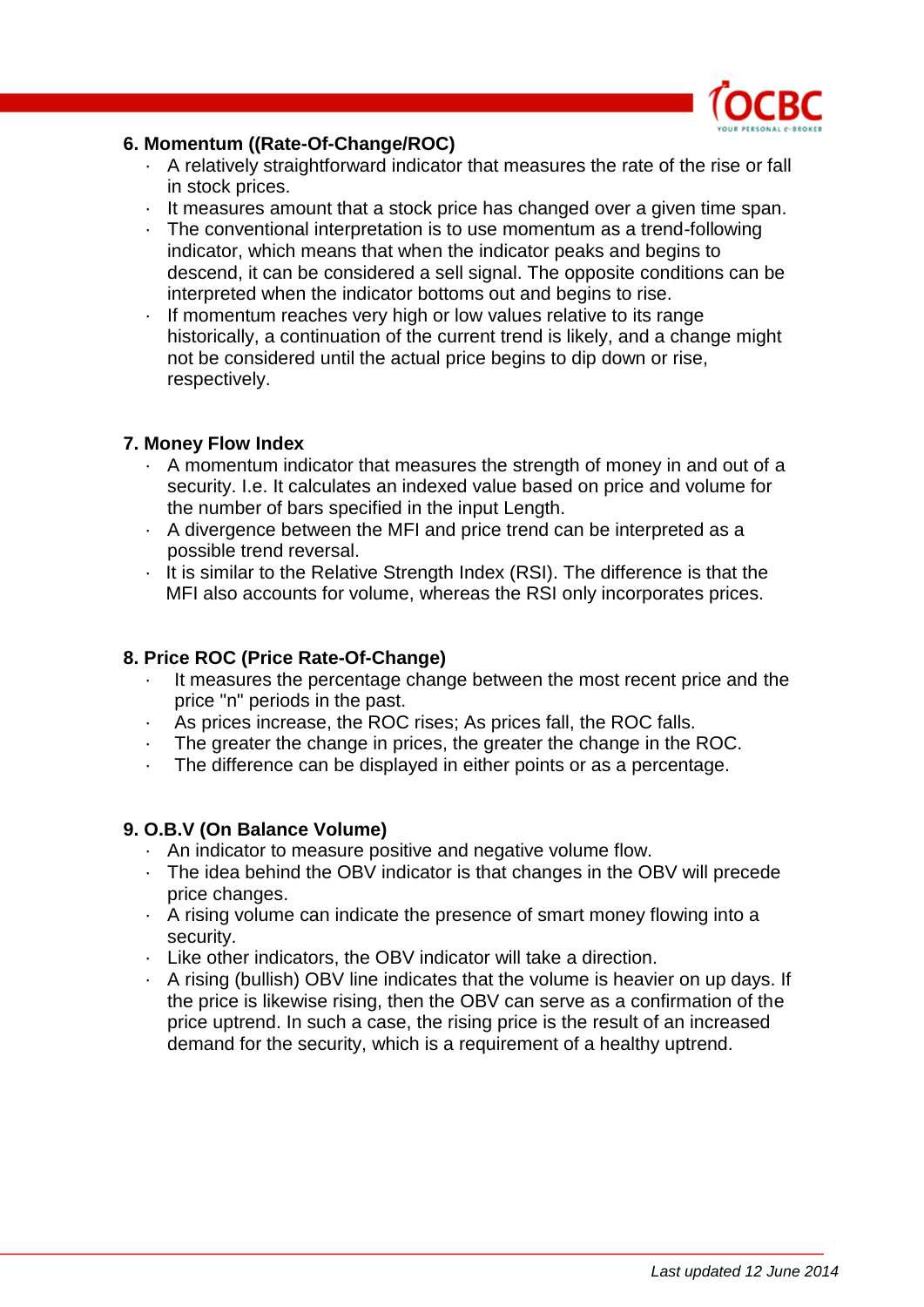**6. Momentum ((Rate-Of-Change/ROC)**

- A relatively straightforward indicator that measures the rate of the rise or fall in stock prices.
- It measures amount that a stock price has changed over a given time span.
- The conventional interpretation is to use momentum as a trend-following indicator, which means that when the indicator peaks and begins to descend, it can be considered a sell signal. The opposite conditions can be interpreted when the indicator bottoms out and begins to rise.
- If momentum reaches very high or low values relative to its range historically, a continuation of the current trend is likely, and a change might not be considered until the actual price begins to dip down or rise, respectively.

**7. Money Flow Index**

- A momentum indicator that measures the strength of money in and out of a security. I.e. It calculates an indexed value based on price and volume for the number of bars specified in the input Length.
- A divergence between the MFI and price trend can be interpreted as a possible trend reversal.
- It is similar to the Relative Strength Index (RSI). The difference is that the MFI also accounts for volume, whereas the RSI only incorporates prices.

**8. Price ROC (Price Rate-Of-Change)**

- It measures the percentage change between the most recent price and the price "n" periods in the past.
- As prices increase, the ROC rises; As prices fall, the ROC falls.
- The greater the change in prices, the greater the change in the ROC.
- The difference can be displayed in either points or as a percentage.

**9. O.B.V (On Balance Volume)**

- An indicator to measure positive and negative volume flow.
- The idea behind the OBV indicator is that changes in the OBV will precede price changes.
- A rising volume can indicate the presence of smart money flowing into a security.
- Like other indicators, the OBV indicator will take a direction.
- A rising (bullish) OBV line indicates that the volume is heavier on up days. If the price is likewise rising, then the OBV can serve as a confirmation of the price uptrend. In such a case, the rising price is the result of an increased demand for the security, which is a requirement of a healthy uptrend.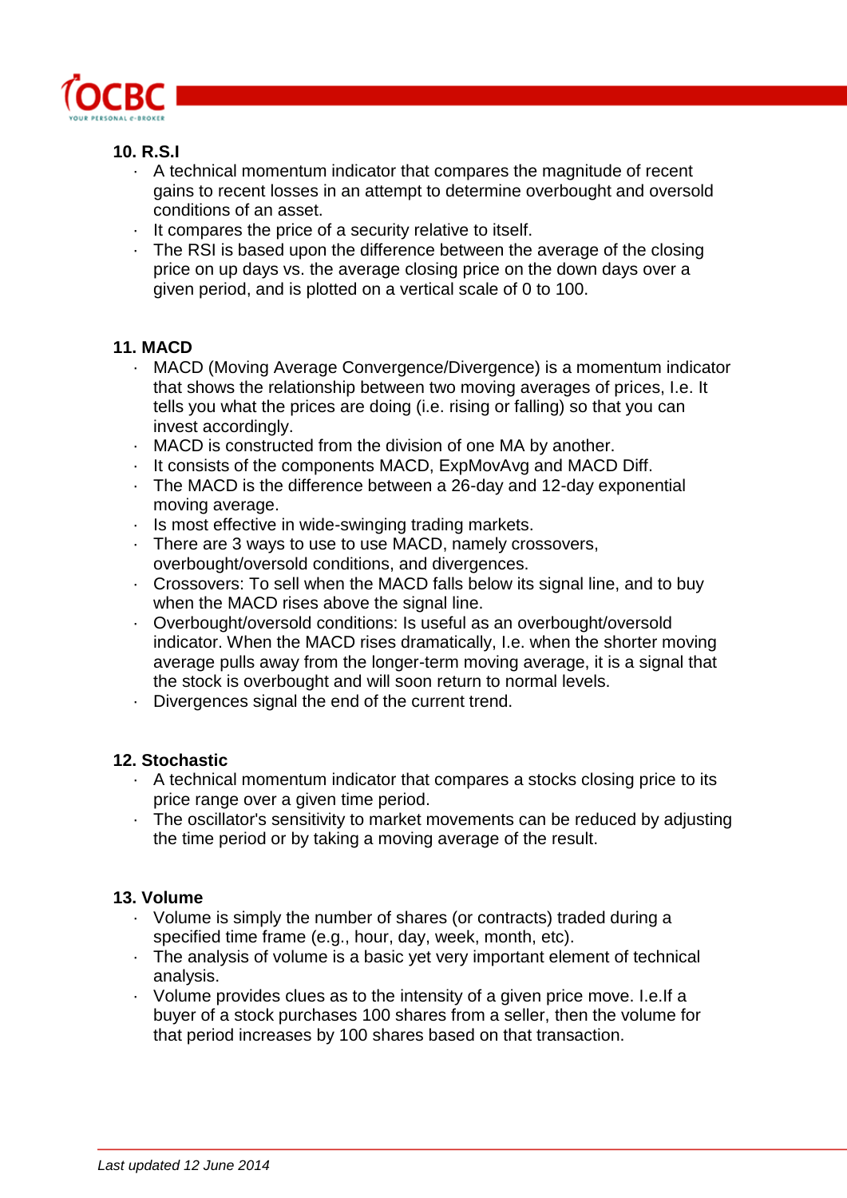### 10. R.S.I

- A technical momentum indicator that compares the magnitude of recent gains to recent losses in an attempt to determine overbought and oversold conditions of an asset.
- It compares the price of a security relative to itself.
- The RSI is based upon the difference between the average of the closing price on up days vs. the average closing price on the down days over a given period, and is plotted on a vertical scale of 0 to 100.

### 11. MACD

- MACD (Moving Average Convergence/Divergence) is a momentum indicator that shows the relationship between two moving averages of prices, I.e. It tells you what the prices are doing (i.e. rising or falling) so that you can invest accordingly.
- MACD is constructed from the division of one MA by another.
- It consists of the components MACD, ExpMovAvg and MACD Diff.
- The MACD is the difference between a 26-day and 12-day exponential moving average.
- Is most effective in wide-swinging trading markets.
- There are 3 ways to use to use MACD, namely crossovers, overbought/oversold conditions, and divergences.
- Crossovers: To sell when the MACD falls below its signal line, and to buy when the MACD rises above the signal line.
- Overbought/oversold conditions: Is useful as an overbought/oversold indicator. When the MACD rises dramatically, I.e. when the shorter moving average pulls away from the longer-term moving average, it is a signal that the stock is overbought and will soon return to normal levels.
- Divergences signal the end of the current trend.

### 12. Stochastic

- A technical momentum indicator that compares a stocks closing price to its price range over a given time period.
- The oscillator's sensitivity to market movements can be reduced by adjusting the time period or by taking a moving average of the result.

### 13. Volume

- Volume is simply the number of shares (or contracts) traded during a specified time frame (e.g., hour, day, week, month, etc).
- The analysis of volume is a basic yet very important element of technical analysis.
- Volume provides clues as to the intensity of a given price move. I.e.If a buyer of a stock purchases 100 shares from a seller, then the volume for that period increases by 100 shares based on that transaction.

*Last updated 12 June 2014*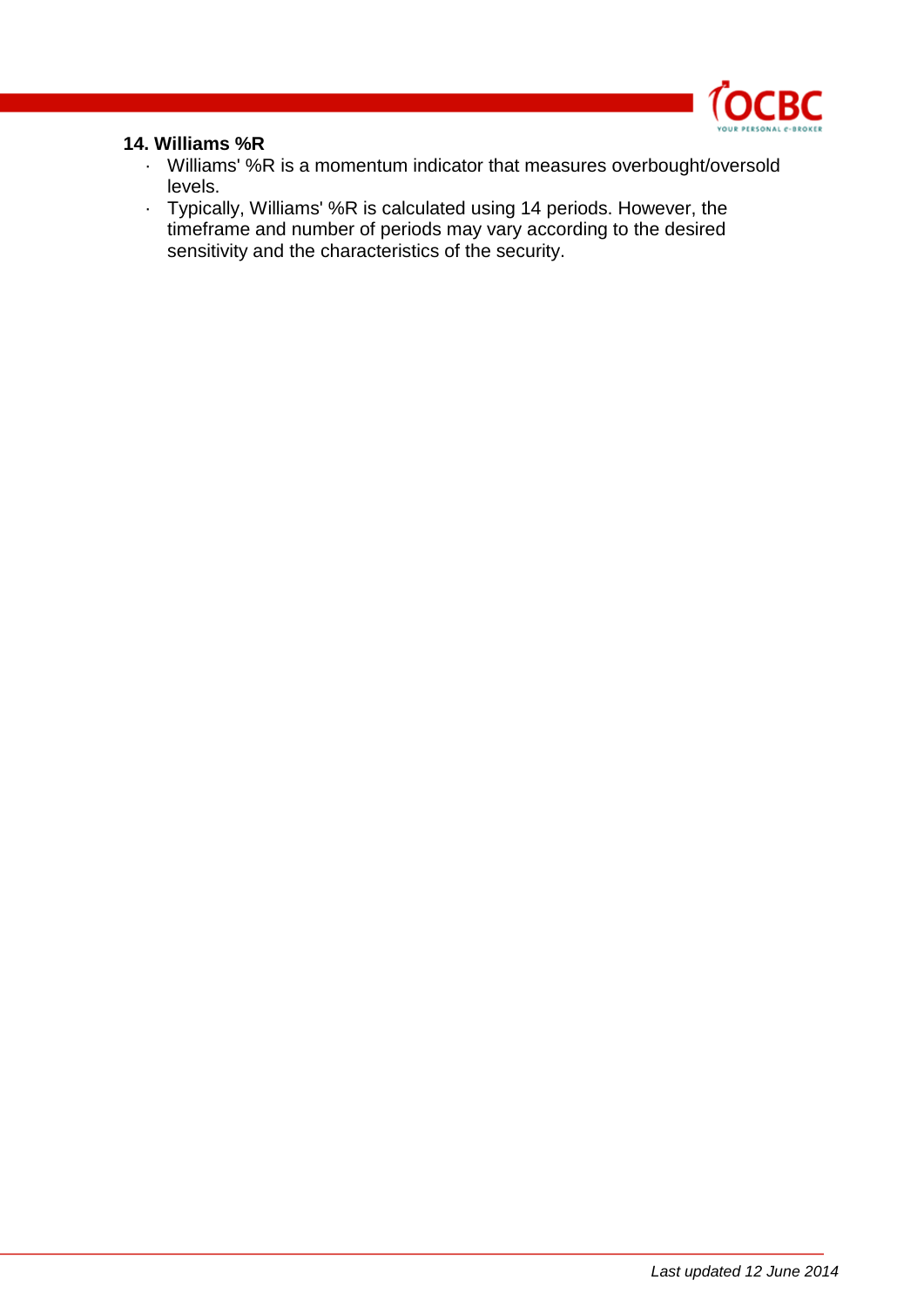**14. Williams %R**

- Williams' %R is a momentum indicator that measures overbought/oversold levels.
- Typically, Williams' %R is calculated using 14 periods. However, the timeframe and number of periods may vary according to the desired sensitivity and the characteristics of the security.